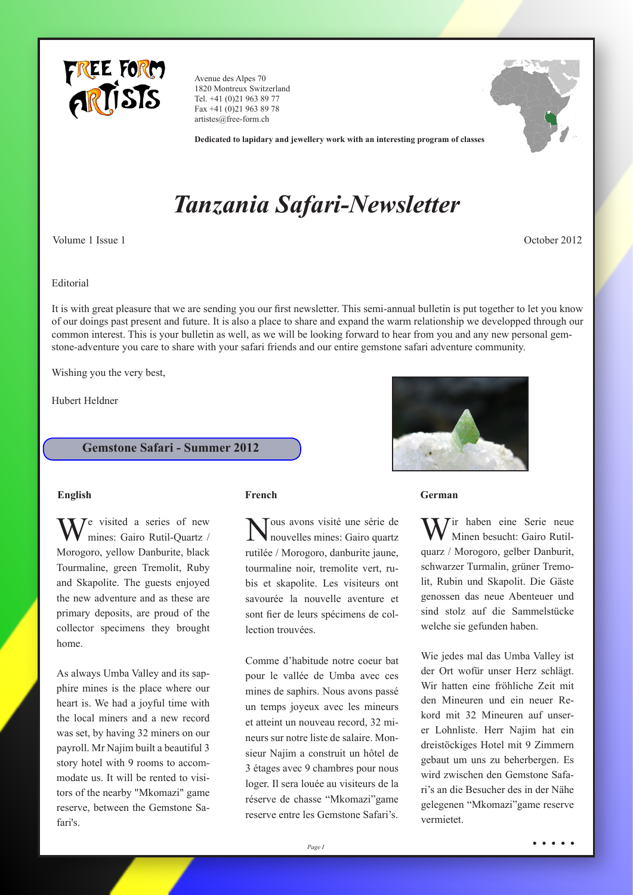FREE FORM ARTISTS

Avenue des Alpes 70
1820 Montreux Switzerland
Tel. +41 (0)21 963 89 77
Fax +41 (0)21 963 89 78
artistes@free-form.ch

**Dedicated to lapidary and jewellery work with an interesting program of classes**

# *Tanzania Safari-Newsletter*

Volume 1 Issue 1

October 2012

Editorial

It is with great pleasure that we are sending you our first newsletter. This semi-annual bulletin is put together to let you know of our doings past present and future. It is also a place to share and expand the warm relationship we developped through our common interest. This is your bulletin as well, as we will be looking forward to hear from you and any new personal gemstone-adventure you care to share with your safari friends and our entire gemstone safari adventure community.

Wishing you the very best,

Hubert Heldner

## Gemstone Safari - Summer 2012

### English

We visited a series of new mines: Gairo Rutil-Quartz / Morogoro, yellow Danburite, black Tourmaline, green Tremolit, Ruby and Skapolite. The guests enjoyed the new adventure and as these are primary deposits, are proud of the collector specimens they brought home.

As always Umba Valley and its sapphire mines is the place where our heart is. We had a joyful time with the local miners and a new record was set, by having 32 miners on our payroll. Mr Najim built a beautiful 3 story hotel with 9 rooms to accommodate us. It will be rented to visitors of the nearby "Mkomazi" game reserve, between the Gemstone Safari's.

### French

Nous avons visité une série de nouvelles mines: Gairo quartz rutilée / Morogoro, danburite jaune, tourmaline noir, tremolite vert, rubis et skapolite. Les visiteurs ont savourée la nouvelle aventure et sont fier de leurs spécimens de collection trouvées.

Comme d'habitude notre coeur bat pour le vallée de Umba avec ces mines de saphirs. Nous avons passé un temps joyeux avec les mineurs et atteint un nouveau record, 32 mineurs sur notre liste de salaire. Monsieur Najim a construit un hôtel de 3 étages avec 9 chambres pour nous loger. Il sera louée au visiteurs de la réserve de chasse "Mkomazi"game reserve entre les Gemstone Safari's.

### German

Wir haben eine Serie neue Minen besucht: Gairo Rutilquarz / Morogoro, gelber Danburit, schwarzer Turmalin, grüner Tremolit, Rubin und Skapolit. Die Gäste genossen das neue Abenteuer und sind stolz auf die Sammelstücke welche sie gefunden haben.

Wie jedes mal das Umba Valley ist der Ort wofür unser Herz schlägt. Wir hatten eine fröhliche Zeit mit den Mineuren und ein neuer Rekord mit 32 Mineuren auf unserer Lohnliste. Herr Najim hat ein dreistöckiges Hotel mit 9 Zimmern gebaut um uns zu beherbergen. Es wird zwischen den Gemstone Safari's an die Besucher des in der Nähe gelegenen "Mkomazi"game reserve vermietet.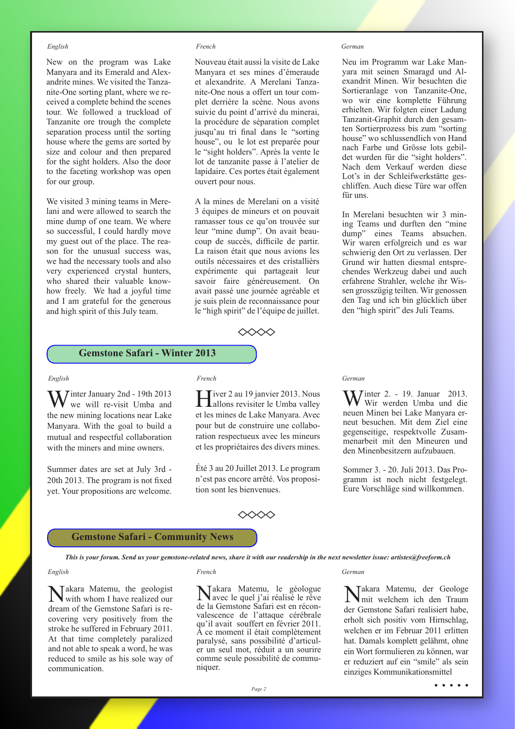*English*

New on the program was Lake Manyara and its Emerald and Alexandrite mines. We visited the Tanzanite-One sorting plant, where we received a complete behind the scenes tour. We followed a truckload of Tanzanite ore trough the complete separation process until the sorting house where the gems are sorted by size and colour and then prepared for the sight holders. Also the door to the faceting workshop was open for our group.

We visited 3 mining teams in Merelani and were allowed to search the mine dump of one team. We where so successful, I could hardly move my guest out of the place. The reason for the unusual success was, we had the necessary tools and also very experienced crystal hunters, who shared their valuable knowhow freely. We had a joyful time and I am grateful for the generous and high spirit of this July team.

*French*

Nouveau était aussi la visite de Lake Manyara et ses mines d'émeraude et alexandrite. A Merelani Tanzanite-One nous a offert un tour complet derrière la scène. Nous avons suivie du point d'arrivé du minerai, la procédure de séparation complet jusqu'au tri final dans le "sorting house", ou le lot est preparée pour le "sight holders". Après la vente le lot de tanzanite passe à l'atelier de lapidaire. Ces portes était également ouvert pour nous.

A la mines de Merelani on a visité 3 équipes de mineurs et on pouvait ramasser tous ce qu'on trouvée sur leur "mine dump". On avait beaucoup de succès, difficile de partir. La raison était que nous avions les outils nécessaires et des cristallièrs expérimente qui partageait leur savoir faire généreusement. On avait passé une journée agréable et je suis plein de reconnaissance pour le "high spirit" de l'équipe de juillet.

*German*

Neu im Programm war Lake Manyara mit seinen Smaragd und Alexandrit Minen. Wir besuchten die Sortieranlage von Tanzanite-One, wo wir eine komplette Führung erhielten. Wir folgten einer Ladung Tanzanit-Graphit durch den gesamten Sortierprozess bis zum "sorting house" wo schlussendlich von Hand nach Farbe und Grösse lots gebildet wurden für die "sight holders". Nach dem Verkauf werden diese Lot's in der Schleifwerkstätte geschliffen. Auch diese Türe war offen für uns.

In Merelani besuchten wir 3 mining Teams und durften den "mine dump" eines Teams absuchen. Wir waren erfolgreich und es war schwierig den Ort zu verlassen. Der Grund wir hatten diesmal entsprechendes Werkzeug dabei und auch erfahrene Strahler, welche ihr Wissen grosszügig teilten. Wir genossen den Tag und ich bin glücklich über den "high spirit" des Juli Teams.

◇◇◇◇

## Gemstone Safari - Winter 2013

*English*

Winter January 2nd - 19th 2013 we will re-visit Umba and the new mining locations near Lake Manyara. With the goal to build a mutual and respectful collaboration with the miners and mine owners.

Summer dates are set at July 3rd - 20th 2013. The program is not fixed yet. Your propositions are welcome.

*French*

Hiver 2 au 19 janvier 2013. Nous allons revisiter le Umba valley et les mines de Lake Manyara. Avec pour but de construire une collaboration respectueux avec les mineurs et les propriétaires des divers mines.

Été 3 au 20 Juillet 2013. Le program n'est pas encore arrêté. Vos proposition sont les bienvenues.

*German*

Winter 2. - 19. Januar 2013. Wir werden Umba und die neuen Minen bei Lake Manyara erneut besuchen. Mit dem Ziel eine gegenseitige, respektvolle Zusammenarbeit mit den Mineuren und den Minenbesitzern aufzubauen.

Sommer 3. - 20. Juli 2013. Das Programm ist noch nicht festgelegt. Eure Vorschläge sind willkommen.

◇◇◇◇

## Gemstone Safari - Community News

***This is your forum. Send us your gemstone-related news, share it with our readership in the next newsletter issue: artistes@freeform.ch***

*English*

Nakara Matemu, the geologist with whom I have realized our dream of the Gemstone Safari is recovering very positively from the stroke he suffered in February 2011. At that time completely paralized and not able to speak a word, he was reduced to smile as his sole way of communication.

*French*

Nakara Matemu, le géologue avec le quel j'ai réalisé le rêve de la Gemstone Safari est en réconvalescence de l'attaque cérébrale qu'il avait souffert en février 2011. A ce moment il était complètement paralysé, sans possibilité d'articuler un seul mot, réduit a un sourire comme seule possibilité de communiquer.

*German*

Nakara Matemu, der Geologe mit welchem ich den Traum der Gemstone Safari realisiert habe, erholt sich positiv vom Hirnschlag, welchen er im Februar 2011 erlitten hat. Damals komplett gelähmt, ohne ein Wort formulieren zu können, war er reduziert auf ein "smile" als sein einziges Kommunikationsmittel

• • • • •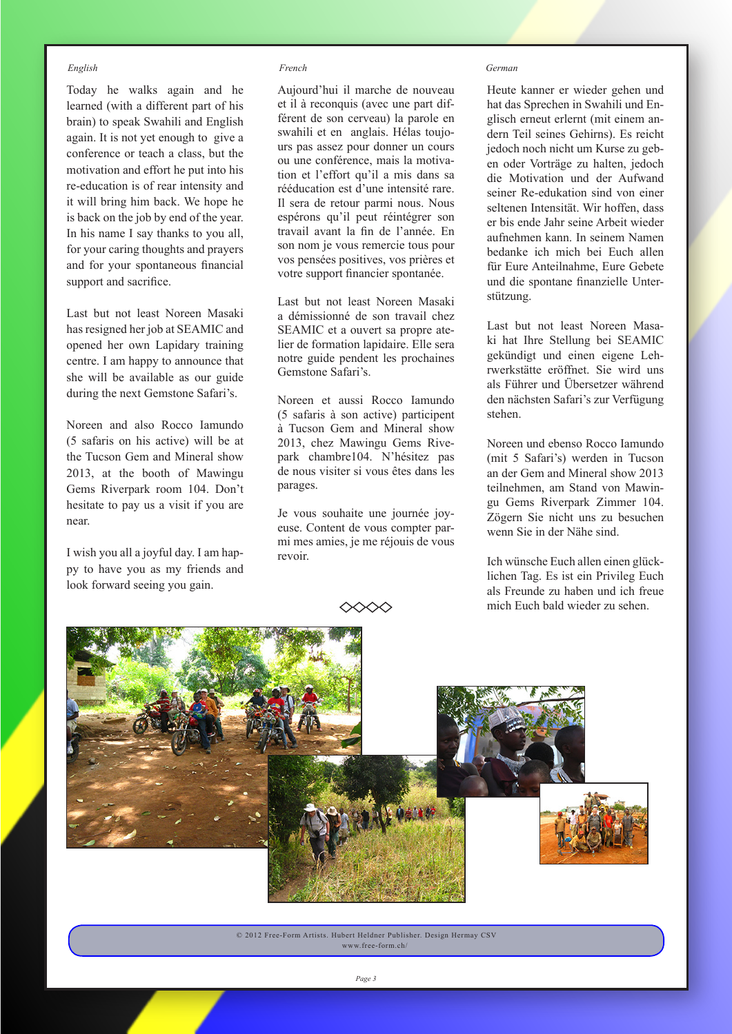*English*

Today he walks again and he learned (with a different part of his brain) to speak Swahili and English again. It is not yet enough to give a conference or teach a class, but the motivation and effort he put into his re-education is of rear intensity and it will bring him back. We hope he is back on the job by end of the year. In his name I say thanks to you all, for your caring thoughts and prayers and for your spontaneous financial support and sacrifice.

Last but not least Noreen Masaki has resigned her job at SEAMIC and opened her own Lapidary training centre. I am happy to announce that she will be available as our guide during the next Gemstone Safari's.

Noreen and also Rocco Iamundo (5 safaris on his active) will be at the Tucson Gem and Mineral show 2013, at the booth of Mawingu Gems Riverpark room 104. Don't hesitate to pay us a visit if you are near.

I wish you all a joyful day. I am happy to have you as my friends and look forward seeing you gain.

*French*

Aujourd'hui il marche de nouveau et il à reconquis (avec une part différent de son cerveau) la parole en swahili et en anglais. Hélas toujours pas assez pour donner un cours ou une conférence, mais la motivation et l'effort qu'il a mis dans sa rééducation est d'une intensité rare. Il sera de retour parmi nous. Nous espérons qu'il peut réintégrer son travail avant la fin de l'année. En son nom je vous remercie tous pour vos pensées positives, vos prières et votre support financier spontanée.

Last but not least Noreen Masaki a démissionné de son travail chez SEAMIC et a ouvert sa propre atelier de formation lapidaire. Elle sera notre guide pendent les prochaines Gemstone Safari's.

Noreen et aussi Rocco Iamundo (5 safaris à son active) participent à Tucson Gem and Mineral show 2013, chez Mawingu Gems Rivepark chambre104. N'hésitez pas de nous visiter si vous êtes dans les parages.

Je vous souhaite une journée joyeuse. Content de vous compter parmi mes amies, je me réjouis de vous revoir.

◇◇◇◇

*German*

Heute kanner er wieder gehen und hat das Sprechen in Swahili und Englisch erneut erlernt (mit einem andern Teil seines Gehirns). Es reicht jedoch noch nicht um Kurse zu geben oder Vorträge zu halten, jedoch die Motivation und der Aufwand seiner Re-edukation sind von einer seltenen Intensität. Wir hoffen, dass er bis ende Jahr seine Arbeit wieder aufnehmen kann. In seinem Namen bedanke ich mich bei Euch allen für Eure Anteilnahme, Eure Gebete und die spontane finanzielle Unterstützung.

Last but not least Noreen Masaki hat Ihre Stellung bei SEAMIC gekündigt und einen eigene Lehrwerkstätte eröffnet. Sie wird uns als Führer und Übersetzer während den nächsten Safari's zur Verfügung stehen.

Noreen und ebenso Rocco Iamundo (mit 5 Safari's) werden in Tucson an der Gem and Mineral show 2013 teilnehmen, am Stand von Mawingu Gems Riverpark Zimmer 104. Zögern Sie nicht uns zu besuchen wenn Sie in der Nähe sind.

Ich wünsche Euch allen einen glücklichen Tag. Es ist ein Privileg Euch als Freunde zu haben und ich freue mich Euch bald wieder zu sehen.

© 2012 Free-Form Artists. Hubert Heldner Publisher. Design Hermay CSV
www.free-form.ch/